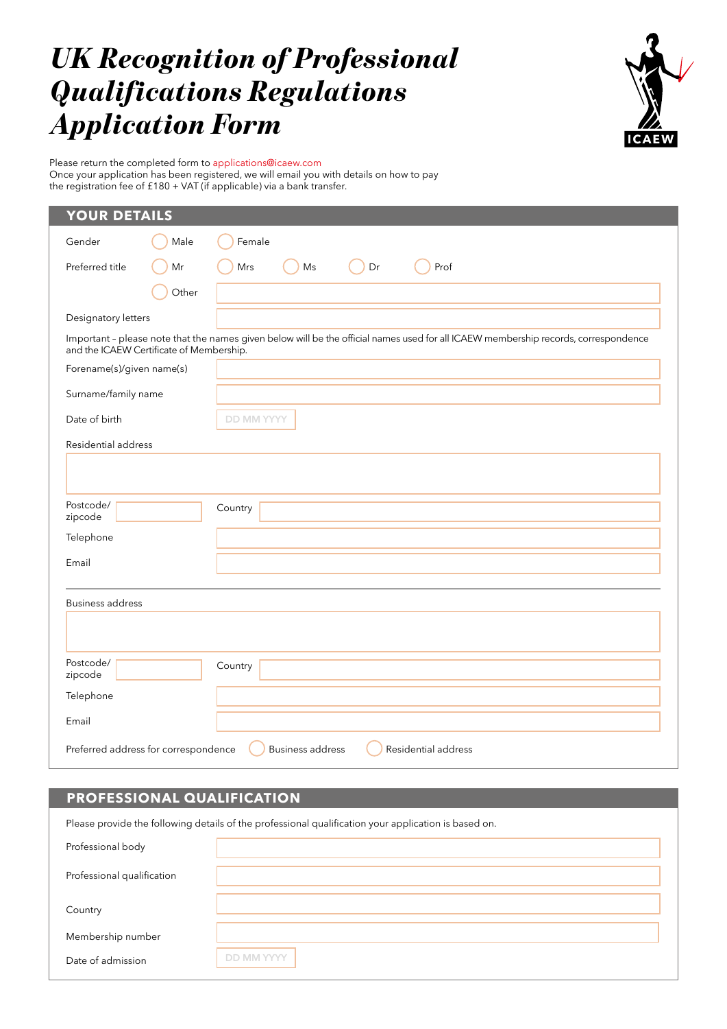# UK Recognition of Professional Qualifications Regulations Application Form

ICAEW

Please return the completed form to applications@icaew.com
Once your application has been registered, we will email you with details on how to pay the registration fee of £180 + VAT (if applicable) via a bank transfer.

## YOUR DETAILS

Gender ◯ Male ◯ Female

Preferred title ◯ Mr ◯ Mrs ◯ Ms ◯ Dr ◯ Prof

◯ Other

Designatory letters

Important – please note that the names given below will be the official names used for all ICAEW membership records, correspondence and the ICAEW Certificate of Membership.

Forename(s)/given name(s)

Surname/family name

Date of birth DD MM YYYY

Residential address

Postcode/zipcode

Country

Telephone

Email

Business address

Postcode/zipcode

Country

Telephone

Email

Preferred address for correspondence ◯ Business address ◯ Residential address

## PROFESSIONAL QUALIFICATION

Please provide the following details of the professional qualification your application is based on.

Professional body

Professional qualification

Country

Membership number

Date of admission DD MM YYYY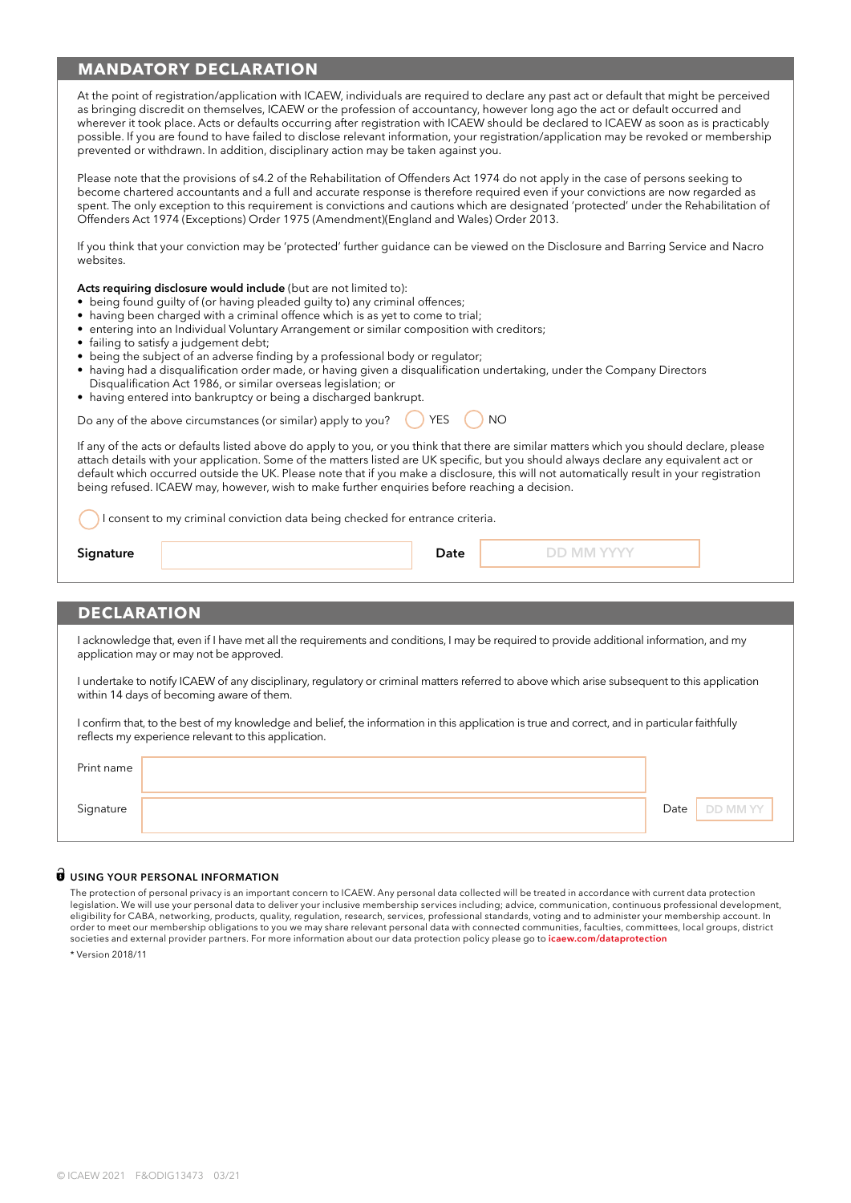## MANDATORY DECLARATION

At the point of registration/application with ICAEW, individuals are required to declare any past act or default that might be perceived as bringing discredit on themselves, ICAEW or the profession of accountancy, however long ago the act or default occurred and wherever it took place. Acts or defaults occurring after registration with ICAEW should be declared to ICAEW as soon as is practicably possible. If you are found to have failed to disclose relevant information, your registration/application may be revoked or membership prevented or withdrawn. In addition, disciplinary action may be taken against you.

Please note that the provisions of s4.2 of the Rehabilitation of Offenders Act 1974 do not apply in the case of persons seeking to become chartered accountants and a full and accurate response is therefore required even if your convictions are now regarded as spent. The only exception to this requirement is convictions and cautions which are designated 'protected' under the Rehabilitation of Offenders Act 1974 (Exceptions) Order 1975 (Amendment)(England and Wales) Order 2013.

If you think that your conviction may be 'protected' further guidance can be viewed on the Disclosure and Barring Service and Nacro websites.

**Acts requiring disclosure would include** (but are not limited to):

- being found guilty of (or having pleaded guilty to) any criminal offences;
- having been charged with a criminal offence which is as yet to come to trial;
- entering into an Individual Voluntary Arrangement or similar composition with creditors;
- failing to satisfy a judgement debt;
- being the subject of an adverse finding by a professional body or regulator;
- having had a disqualification order made, or having given a disqualification undertaking, under the Company Directors Disqualification Act 1986, or similar overseas legislation; or
- having entered into bankruptcy or being a discharged bankrupt.

Do any of the above circumstances (or similar) apply to you? ◯ YES ◯ NO

If any of the acts or defaults listed above do apply to you, or you think that there are similar matters which you should declare, please attach details with your application. Some of the matters listed are UK specific, but you should always declare any equivalent act or default which occurred outside the UK. Please note that if you make a disclosure, this will not automatically result in your registration being refused. ICAEW may, however, wish to make further enquiries before reaching a decision.

◯ I consent to my criminal conviction data being checked for entrance criteria.

**Signature** ______________________ **Date** DD MM YYYY

## DECLARATION

I acknowledge that, even if I have met all the requirements and conditions, I may be required to provide additional information, and my application may or may not be approved.

I undertake to notify ICAEW of any disciplinary, regulatory or criminal matters referred to above which arise subsequent to this application within 14 days of becoming aware of them.

I confirm that, to the best of my knowledge and belief, the information in this application is true and correct, and in particular faithfully reflects my experience relevant to this application.

Print name ______________________

Signature ______________________ Date DD MM YY

### USING YOUR PERSONAL INFORMATION

The protection of personal privacy is an important concern to ICAEW. Any personal data collected will be treated in accordance with current data protection legislation. We will use your personal data to deliver your inclusive membership services including; advice, communication, continuous professional development, eligibility for CABA, networking, products, quality, regulation, research, services, professional standards, voting and to administer your membership account. In order to meet our membership obligations to you we may share relevant personal data with connected communities, faculties, committees, local groups, district societies and external provider partners. For more information about our data protection policy please go to **icaew.com/dataprotection**

* Version 2018/11

© ICAEW 2021 F&ODIG13473 03/21